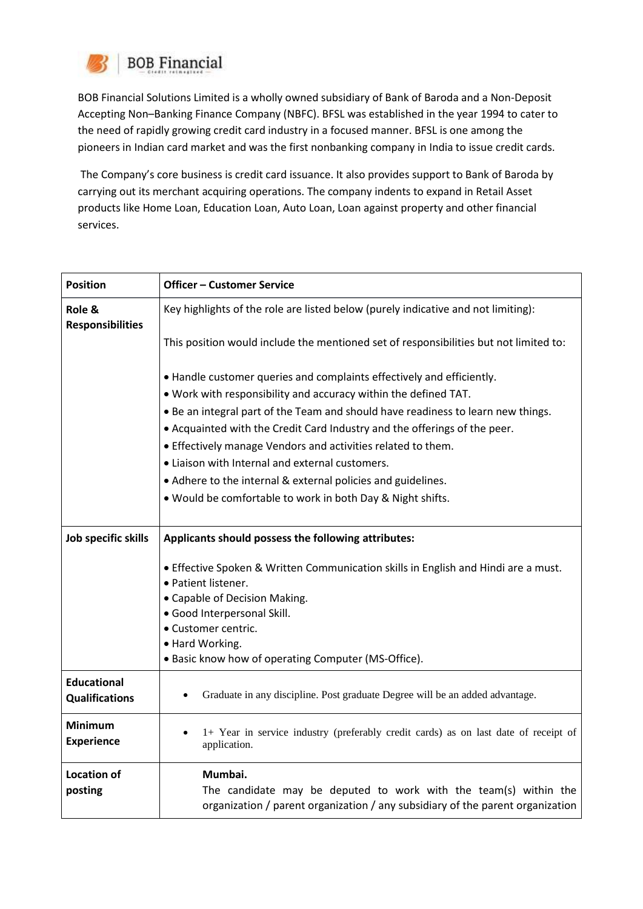BOB Financial

BOB Financial Solutions Limited is a wholly owned subsidiary of Bank of Baroda and a Non-Deposit Accepting Non–Banking Finance Company (NBFC). BFSL was established in the year 1994 to cater to the need of rapidly growing credit card industry in a focused manner. BFSL is one among the pioneers in Indian card market and was the first nonbanking company in India to issue credit cards.

The Company's core business is credit card issuance. It also provides support to Bank of Baroda by carrying out its merchant acquiring operations. The company indents to expand in Retail Asset products like Home Loan, Education Loan, Auto Loan, Loan against property and other financial services.

| **Position** | **Officer – Customer Service** |
|---|---|
| **Role & Responsibilities** | Key highlights of the role are listed below (purely indicative and not limiting):<br><br>This position would include the mentioned set of responsibilities but not limited to:<br><br>• Handle customer queries and complaints effectively and efficiently.<br>• Work with responsibility and accuracy within the defined TAT.<br>• Be an integral part of the Team and should have readiness to learn new things.<br>• Acquainted with the Credit Card Industry and the offerings of the peer.<br>• Effectively manage Vendors and activities related to them.<br>• Liaison with Internal and external customers.<br>• Adhere to the internal & external policies and guidelines.<br>• Would be comfortable to work in both Day & Night shifts. |
| **Job specific skills** | **Applicants should possess the following attributes:**<br><br>• Effective Spoken & Written Communication skills in English and Hindi are a must.<br>• Patient listener.<br>• Capable of Decision Making.<br>• Good Interpersonal Skill.<br>• Customer centric.<br>• Hard Working.<br>• Basic know how of operating Computer (MS-Office). |
| **Educational Qualifications** | • Graduate in any discipline. Post graduate Degree will be an added advantage. |
| **Minimum Experience** | • 1+ Year in service industry (preferably credit cards) as on last date of receipt of application. |
| **Location of posting** | **Mumbai.**<br>The candidate may be deputed to work with the team(s) within the organization / parent organization / any subsidiary of the parent organization |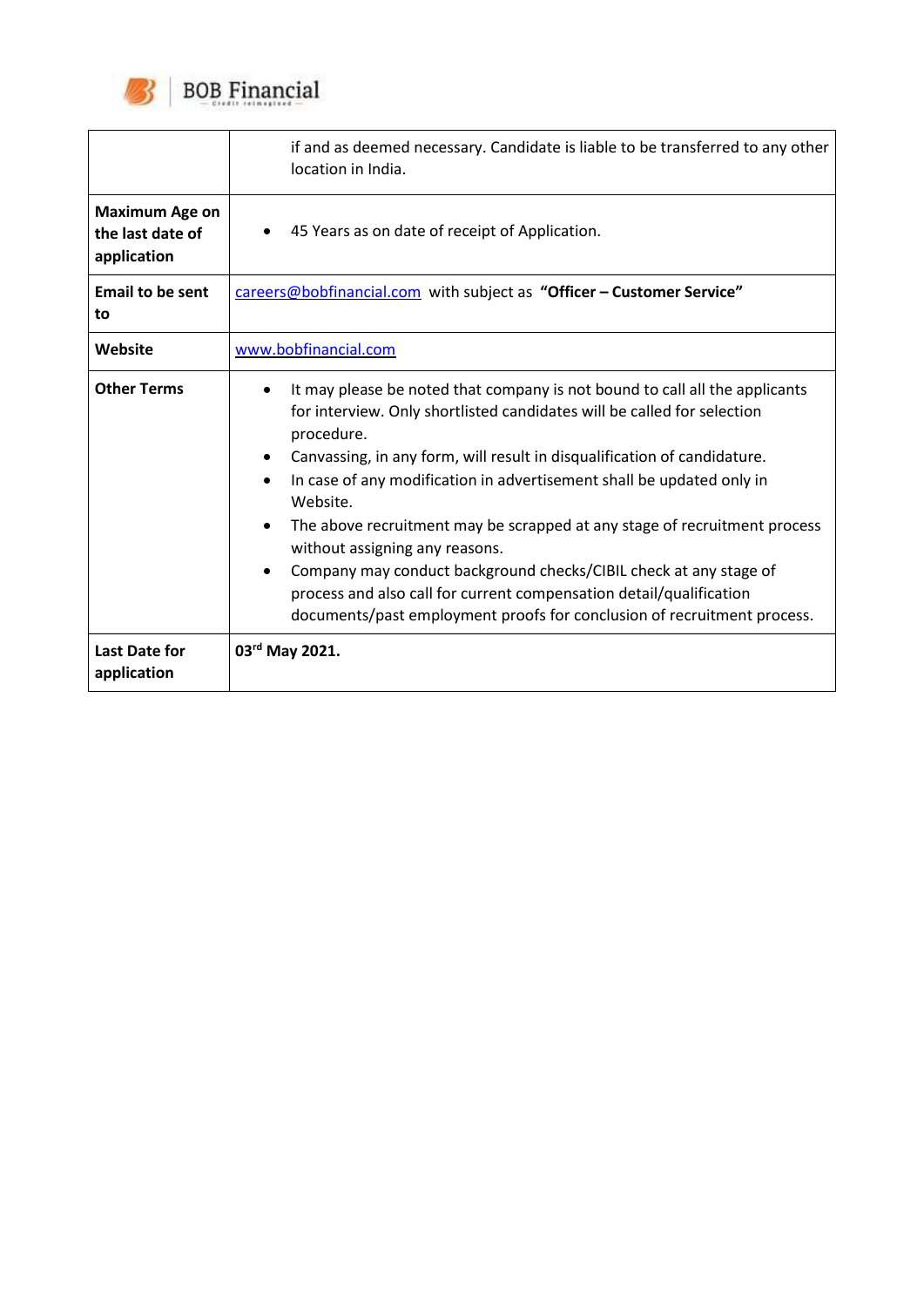| | |
|---|---|
| | if and as deemed necessary. Candidate is liable to be transferred to any other location in India. |
| **Maximum Age on the last date of application** | • 45 Years as on date of receipt of Application. |
| **Email to be sent to** | careers@bobfinancial.com with subject as **"Officer – Customer Service"** |
| **Website** | www.bobfinancial.com |
| **Other Terms** | • It may please be noted that company is not bound to call all the applicants for interview. Only shortlisted candidates will be called for selection procedure.<br>• Canvassing, in any form, will result in disqualification of candidature.<br>• In case of any modification in advertisement shall be updated only in Website.<br>• The above recruitment may be scrapped at any stage of recruitment process without assigning any reasons.<br>• Company may conduct background checks/CIBIL check at any stage of process and also call for current compensation detail/qualification documents/past employment proofs for conclusion of recruitment process. |
| **Last Date for application** | **03rd May 2021.** |